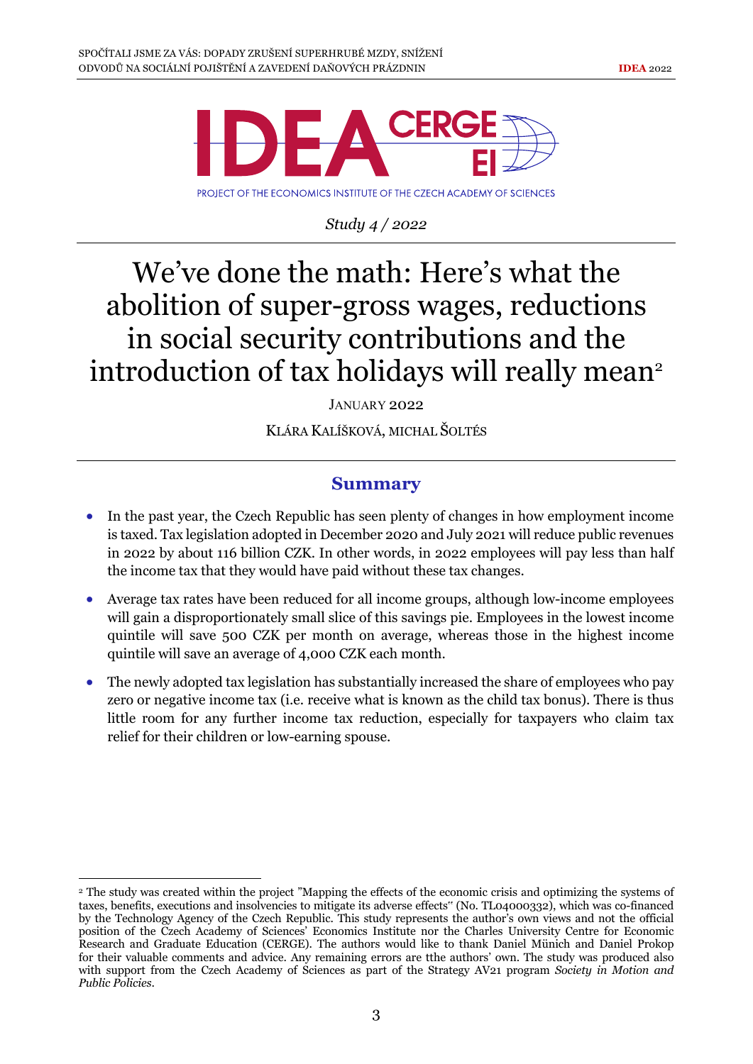PROJECT OF THE ECONOMICS INSTITUTE OF THE CZECH ACADEMY OF SCIENCES

*Study 4 / 2022*

# We've done the math: Here's what the abolition of super-gross wages, reductions in social security contributions and the introduction of tax holidays will really mean[2]

JANUARY 2022

KLÁRA KALÍŠKOVÁ, MICHAL ŠOLTÉS

## Summary

- In the past year, the Czech Republic has seen plenty of changes in how employment income is taxed. Tax legislation adopted in December 2020 and July 2021 will reduce public revenues in 2022 by about 116 billion CZK. In other words, in 2022 employees will pay less than half the income tax that they would have paid without these tax changes.
- Average tax rates have been reduced for all income groups, although low-income employees will gain a disproportionately small slice of this savings pie. Employees in the lowest income quintile will save 500 CZK per month on average, whereas those in the highest income quintile will save an average of 4,000 CZK each month.
- The newly adopted tax legislation has substantially increased the share of employees who pay zero or negative income tax (i.e. receive what is known as the child tax bonus). There is thus little room for any further income tax reduction, especially for taxpayers who claim tax relief for their children or low-earning spouse.

[2] The study was created within the project "Mapping the effects of the economic crisis and optimizing the systems of taxes, benefits, executions and insolvencies to mitigate its adverse effects" (No. TL04000332), which was co-financed by the Technology Agency of the Czech Republic. This study represents the author's own views and not the official position of the Czech Academy of Sciences' Economics Institute nor the Charles University Centre for Economic Research and Graduate Education (CERGE). The authors would like to thank Daniel Münich and Daniel Prokop for their valuable comments and advice. Any remaining errors are tthe authors' own. The study was produced also with support from the Czech Academy of Sciences as part of the Strategy AV21 program *Society in Motion and Public Policies*.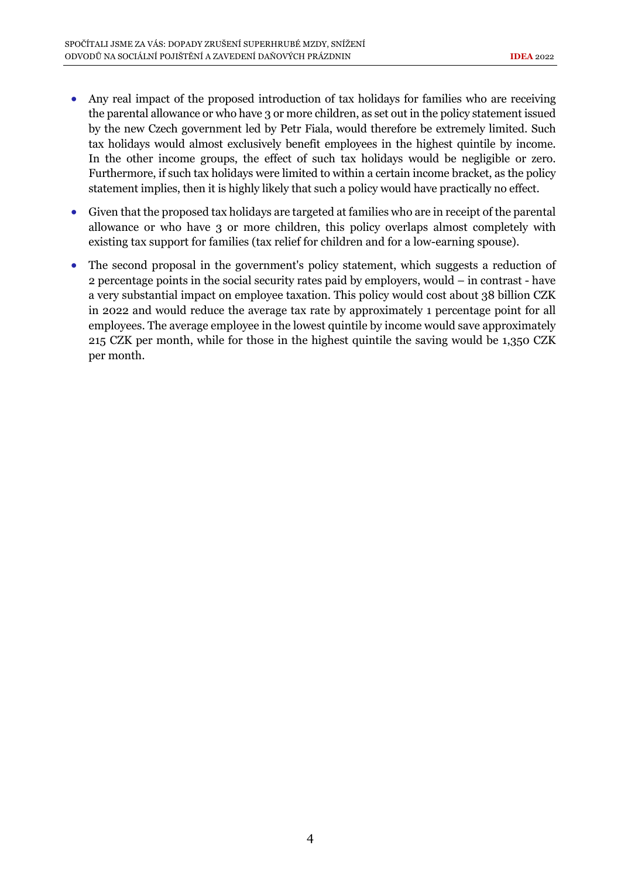- Any real impact of the proposed introduction of tax holidays for families who are receiving the parental allowance or who have 3 or more children, as set out in the policy statement issued by the new Czech government led by Petr Fiala, would therefore be extremely limited. Such tax holidays would almost exclusively benefit employees in the highest quintile by income. In the other income groups, the effect of such tax holidays would be negligible or zero. Furthermore, if such tax holidays were limited to within a certain income bracket, as the policy statement implies, then it is highly likely that such a policy would have practically no effect.
- Given that the proposed tax holidays are targeted at families who are in receipt of the parental allowance or who have 3 or more children, this policy overlaps almost completely with existing tax support for families (tax relief for children and for a low-earning spouse).
- The second proposal in the government's policy statement, which suggests a reduction of 2 percentage points in the social security rates paid by employers, would – in contrast - have a very substantial impact on employee taxation. This policy would cost about 38 billion CZK in 2022 and would reduce the average tax rate by approximately 1 percentage point for all employees. The average employee in the lowest quintile by income would save approximately 215 CZK per month, while for those in the highest quintile the saving would be 1,350 CZK per month.